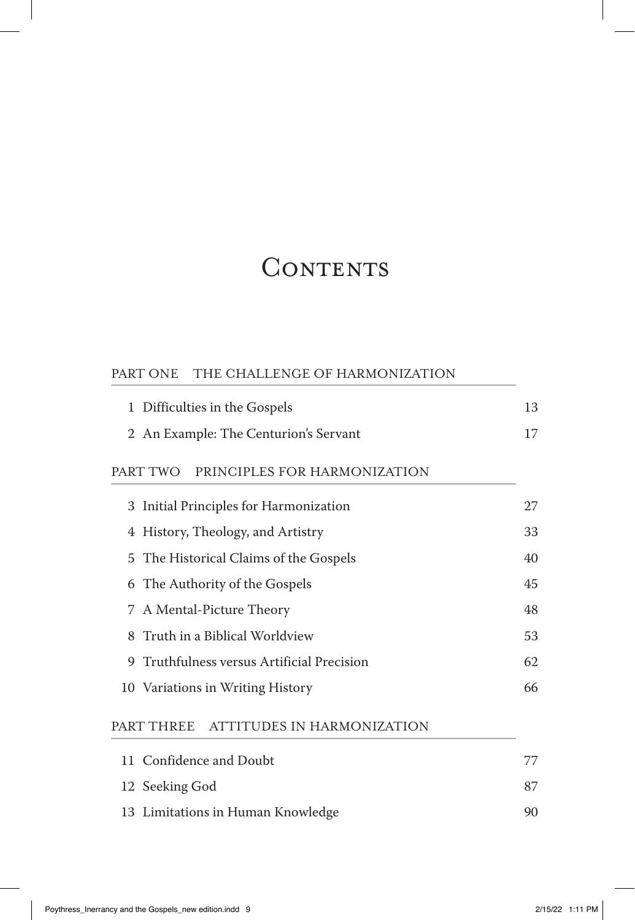# Contents

## PART ONE THE CHALLENGE OF HARMONIZATION

| | | |
|---|---|---|
| 1 | Difficulties in the Gospels | 13 |
| 2 | An Example: The Centurion's Servant | 17 |

## PART TWO PRINCIPLES FOR HARMONIZATION

| | | |
|---|---|---|
| 3 | Initial Principles for Harmonization | 27 |
| 4 | History, Theology, and Artistry | 33 |
| 5 | The Historical Claims of the Gospels | 40 |
| 6 | The Authority of the Gospels | 45 |
| 7 | A Mental-Picture Theory | 48 |
| 8 | Truth in a Biblical Worldview | 53 |
| 9 | Truthfulness versus Artificial Precision | 62 |
| 10 | Variations in Writing History | 66 |

## PART THREE ATTITUDES IN HARMONIZATION

| | | |
|---|---|---|
| 11 | Confidence and Doubt | 77 |
| 12 | Seeking God | 87 |
| 13 | Limitations in Human Knowledge | 90 |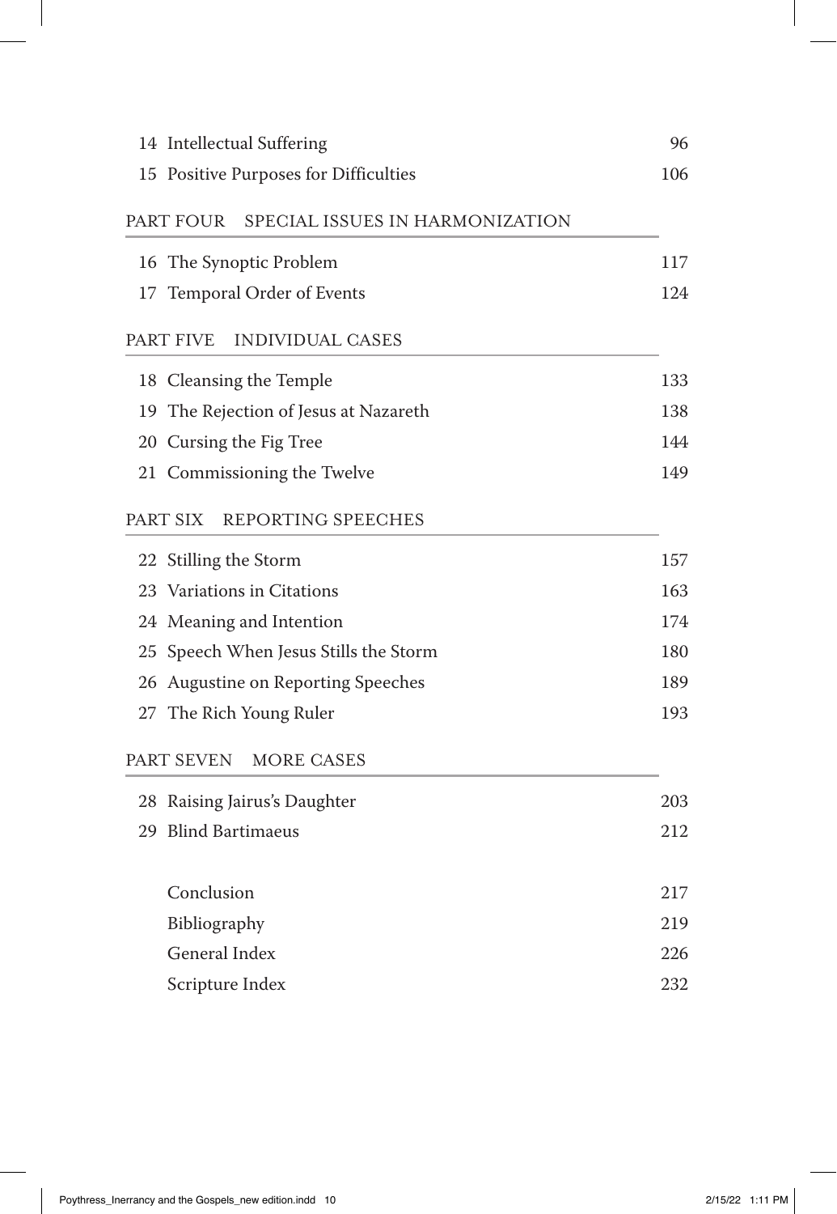14 Intellectual Suffering 96

15 Positive Purposes for Difficulties 106

## PART FOUR SPECIAL ISSUES IN HARMONIZATION

16 The Synoptic Problem 117

17 Temporal Order of Events 124

## PART FIVE INDIVIDUAL CASES

18 Cleansing the Temple 133

19 The Rejection of Jesus at Nazareth 138

20 Cursing the Fig Tree 144

21 Commissioning the Twelve 149

## PART SIX REPORTING SPEECHES

22 Stilling the Storm 157

23 Variations in Citations 163

24 Meaning and Intention 174

25 Speech When Jesus Stills the Storm 180

26 Augustine on Reporting Speeches 189

27 The Rich Young Ruler 193

## PART SEVEN MORE CASES

28 Raising Jairus's Daughter 203

29 Blind Bartimaeus 212

Conclusion 217

Bibliography 219

General Index 226

Scripture Index 232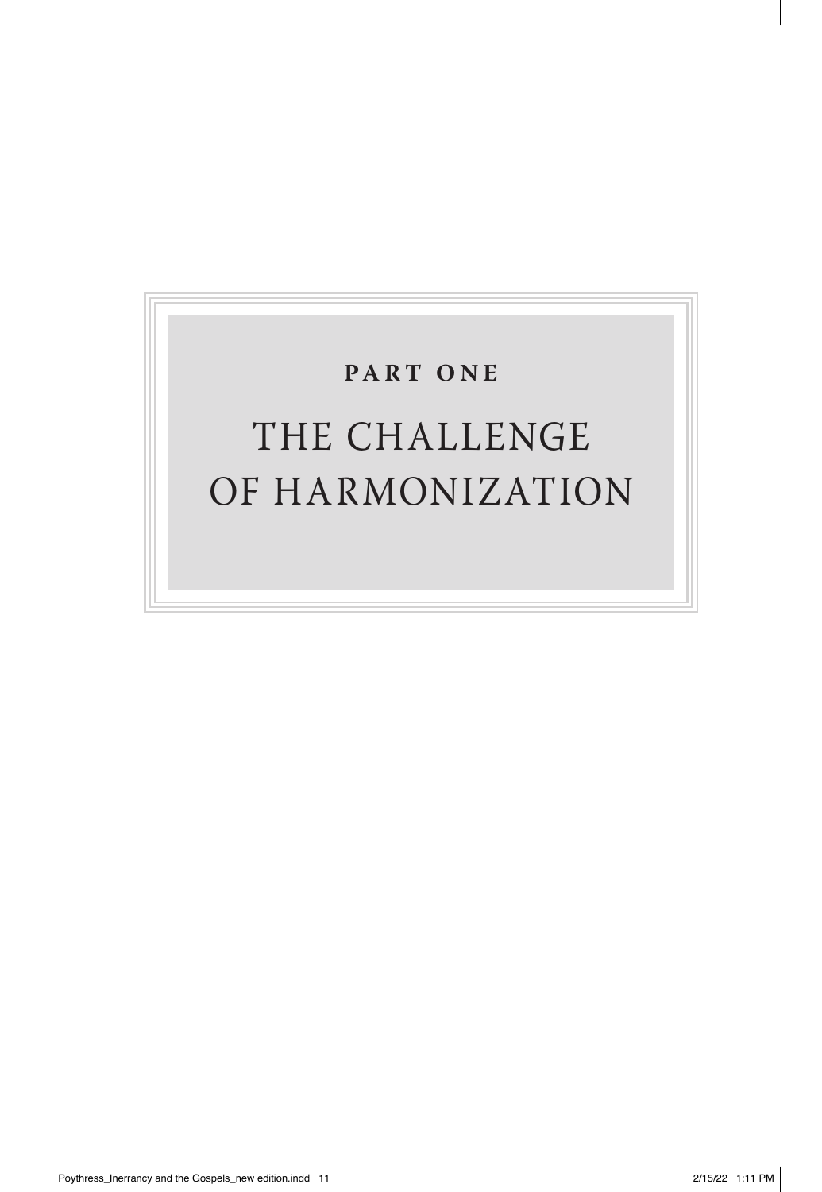# PART ONE

# THE CHALLENGE OF HARMONIZATION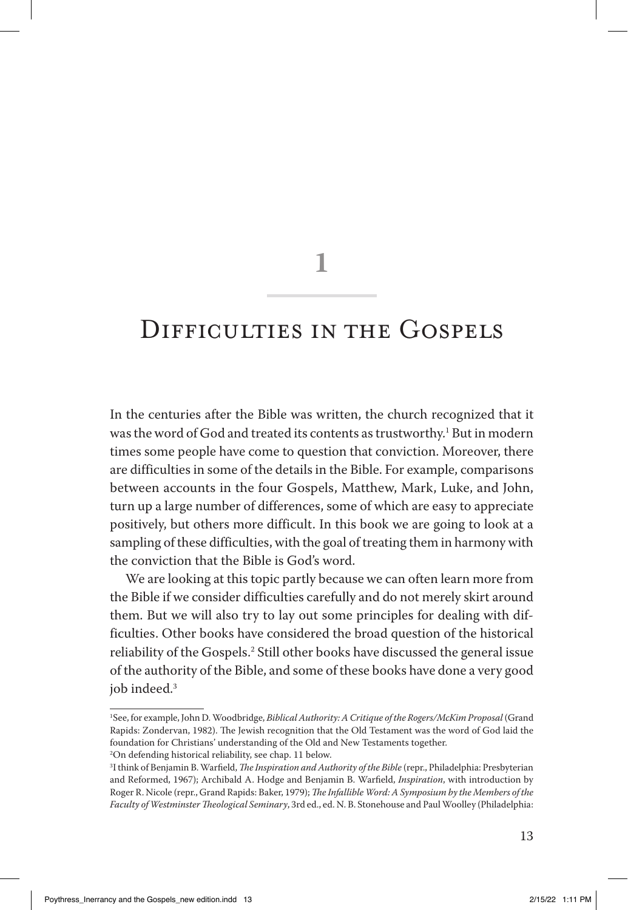# 1

# Difficulties in the Gospels

In the centuries after the Bible was written, the church recognized that it was the word of God and treated its contents as trustworthy.[1] But in modern times some people have come to question that conviction. Moreover, there are difficulties in some of the details in the Bible. For example, comparisons between accounts in the four Gospels, Matthew, Mark, Luke, and John, turn up a large number of differences, some of which are easy to appreciate positively, but others more difficult. In this book we are going to look at a sampling of these difficulties, with the goal of treating them in harmony with the conviction that the Bible is God's word.

We are looking at this topic partly because we can often learn more from the Bible if we consider difficulties carefully and do not merely skirt around them. But we will also try to lay out some principles for dealing with difficulties. Other books have considered the broad question of the historical reliability of the Gospels.[2] Still other books have discussed the general issue of the authority of the Bible, and some of these books have done a very good job indeed.[3]

---

[1]See, for example, John D. Woodbridge, *Biblical Authority: A Critique of the Rogers/McKim Proposal* (Grand Rapids: Zondervan, 1982). The Jewish recognition that the Old Testament was the word of God laid the foundation for Christians' understanding of the Old and New Testaments together.

[2]On defending historical reliability, see chap. 11 below.

[3]I think of Benjamin B. Warfield, *The Inspiration and Authority of the Bible* (repr., Philadelphia: Presbyterian and Reformed, 1967); Archibald A. Hodge and Benjamin B. Warfield, *Inspiration*, with introduction by Roger R. Nicole (repr., Grand Rapids: Baker, 1979); *The Infallible Word: A Symposium by the Members of the Faculty of Westminster Theological Seminary*, 3rd ed., ed. N. B. Stonehouse and Paul Woolley (Philadelphia: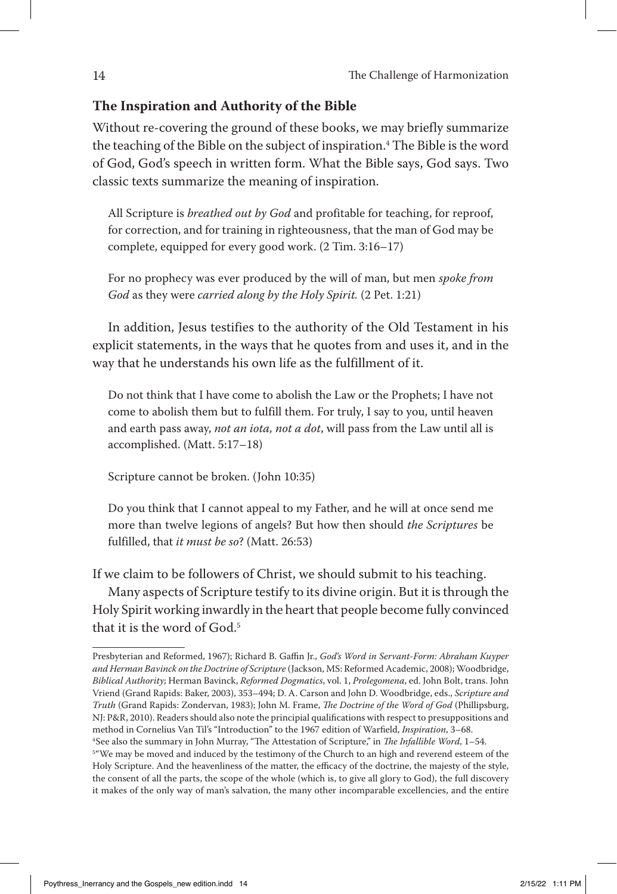## The Inspiration and Authority of the Bible

Without re-covering the ground of these books, we may briefly summarize the teaching of the Bible on the subject of inspiration.[4] The Bible is the word of God, God's speech in written form. What the Bible says, God says. Two classic texts summarize the meaning of inspiration.

> All Scripture is *breathed out by God* and profitable for teaching, for reproof, for correction, and for training in righteousness, that the man of God may be complete, equipped for every good work. (2 Tim. 3:16–17)

> For no prophecy was ever produced by the will of man, but men *spoke from God* as they were *carried along by the Holy Spirit.* (2 Pet. 1:21)

In addition, Jesus testifies to the authority of the Old Testament in his explicit statements, in the ways that he quotes from and uses it, and in the way that he understands his own life as the fulfillment of it.

> Do not think that I have come to abolish the Law or the Prophets; I have not come to abolish them but to fulfill them. For truly, I say to you, until heaven and earth pass away, *not an iota, not a dot*, will pass from the Law until all is accomplished. (Matt. 5:17–18)

> Scripture cannot be broken. (John 10:35)

> Do you think that I cannot appeal to my Father, and he will at once send me more than twelve legions of angels? But how then should *the Scriptures* be fulfilled, that *it must be so*? (Matt. 26:53)

If we claim to be followers of Christ, we should submit to his teaching.

Many aspects of Scripture testify to its divine origin. But it is through the Holy Spirit working inwardly in the heart that people become fully convinced that it is the word of God.[5]

---

Presbyterian and Reformed, 1967); Richard B. Gaffin Jr., *God's Word in Servant-Form: Abraham Kuyper and Herman Bavinck on the Doctrine of Scripture* (Jackson, MS: Reformed Academic, 2008); Woodbridge, *Biblical Authority*; Herman Bavinck, *Reformed Dogmatics*, vol. 1, *Prolegomena*, ed. John Bolt, trans. John Vriend (Grand Rapids: Baker, 2003), 353–494; D. A. Carson and John D. Woodbridge, eds., *Scripture and Truth* (Grand Rapids: Zondervan, 1983); John M. Frame, *The Doctrine of the Word of God* (Phillipsburg, NJ: P&R, 2010). Readers should also note the principial qualifications with respect to presuppositions and method in Cornelius Van Til's "Introduction" to the 1967 edition of Warfield, *Inspiration*, 3–68.

[4]See also the summary in John Murray, "The Attestation of Scripture," in *The Infallible Word*, 1–54.

[5]"We may be moved and induced by the testimony of the Church to an high and reverend esteem of the Holy Scripture. And the heavenliness of the matter, the efficacy of the doctrine, the majesty of the style, the consent of all the parts, the scope of the whole (which is, to give all glory to God), the full discovery it makes of the only way of man's salvation, the many other incomparable excellencies, and the entire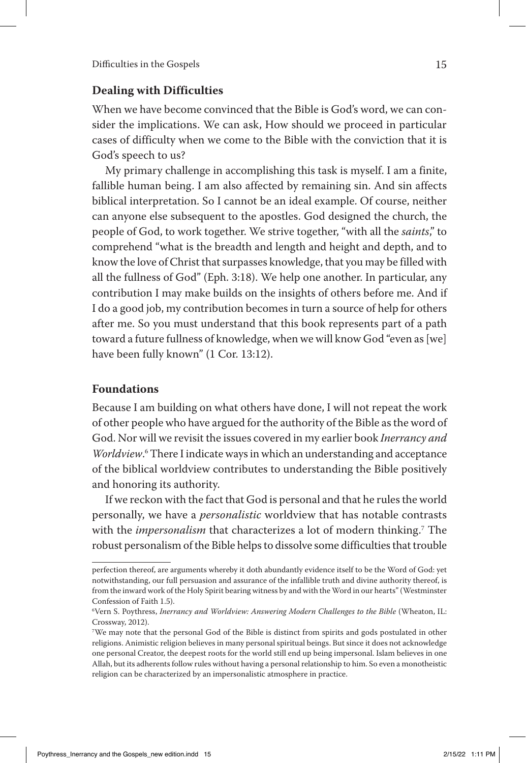## Dealing with Difficulties

When we have become convinced that the Bible is God's word, we can consider the implications. We can ask, How should we proceed in particular cases of difficulty when we come to the Bible with the conviction that it is God's speech to us?

My primary challenge in accomplishing this task is myself. I am a finite, fallible human being. I am also affected by remaining sin. And sin affects biblical interpretation. So I cannot be an ideal example. Of course, neither can anyone else subsequent to the apostles. God designed the church, the people of God, to work together. We strive together, "with all the *saints*," to comprehend "what is the breadth and length and height and depth, and to know the love of Christ that surpasses knowledge, that you may be filled with all the fullness of God" (Eph. 3:18). We help one another. In particular, any contribution I may make builds on the insights of others before me. And if I do a good job, my contribution becomes in turn a source of help for others after me. So you must understand that this book represents part of a path toward a future fullness of knowledge, when we will know God "even as [we] have been fully known" (1 Cor. 13:12).

## Foundations

Because I am building on what others have done, I will not repeat the work of other people who have argued for the authority of the Bible as the word of God. Nor will we revisit the issues covered in my earlier book *Inerrancy and Worldview*.[6] There I indicate ways in which an understanding and acceptance of the biblical worldview contributes to understanding the Bible positively and honoring its authority.

If we reckon with the fact that God is personal and that he rules the world personally, we have a *personalistic* worldview that has notable contrasts with the *impersonalism* that characterizes a lot of modern thinking.[7] The robust personalism of the Bible helps to dissolve some difficulties that trouble

---

perfection thereof, are arguments whereby it doth abundantly evidence itself to be the Word of God: yet notwithstanding, our full persuasion and assurance of the infallible truth and divine authority thereof, is from the inward work of the Holy Spirit bearing witness by and with the Word in our hearts" (Westminster Confession of Faith 1.5).

[6] Vern S. Poythress, *Inerrancy and Worldview: Answering Modern Challenges to the Bible* (Wheaton, IL: Crossway, 2012).

[7] We may note that the personal God of the Bible is distinct from spirits and gods postulated in other religions. Animistic religion believes in many personal spiritual beings. But since it does not acknowledge one personal Creator, the deepest roots for the world still end up being impersonal. Islam believes in one Allah, but its adherents follow rules without having a personal relationship to him. So even a monotheistic religion can be characterized by an impersonalistic atmosphere in practice.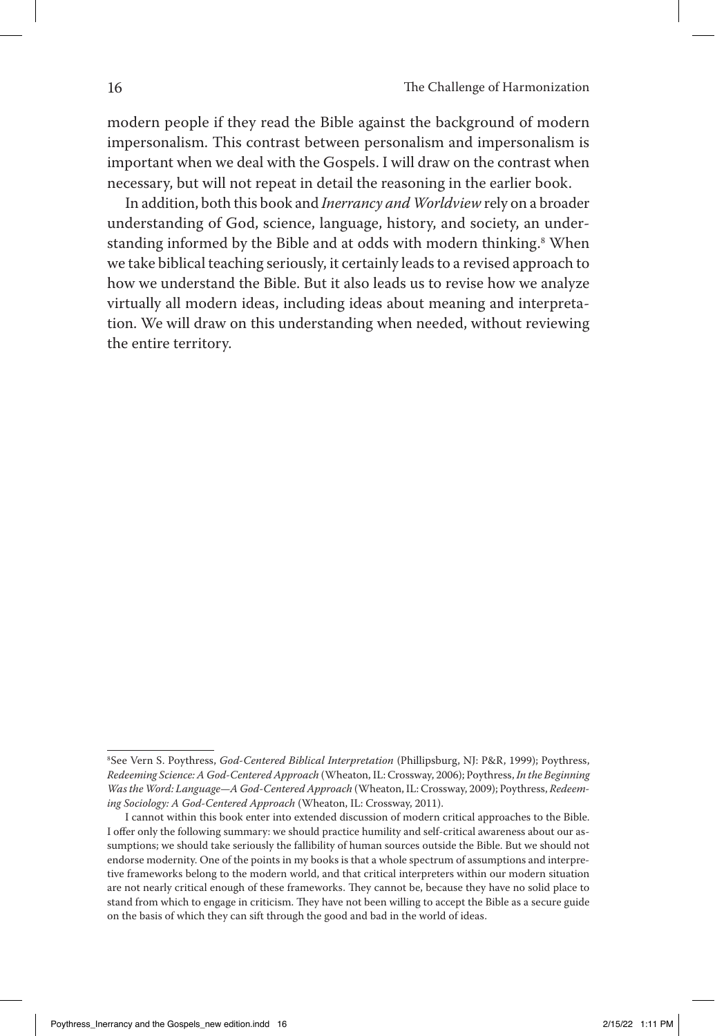modern people if they read the Bible against the background of modern impersonalism. This contrast between personalism and impersonalism is important when we deal with the Gospels. I will draw on the contrast when necessary, but will not repeat in detail the reasoning in the earlier book.

In addition, both this book and *Inerrancy and Worldview* rely on a broader understanding of God, science, language, history, and society, an understanding informed by the Bible and at odds with modern thinking.[8] When we take biblical teaching seriously, it certainly leads to a revised approach to how we understand the Bible. But it also leads us to revise how we analyze virtually all modern ideas, including ideas about meaning and interpretation. We will draw on this understanding when needed, without reviewing the entire territory.

---

[8]See Vern S. Poythress, *God-Centered Biblical Interpretation* (Phillipsburg, NJ: P&R, 1999); Poythress, *Redeeming Science: A God-Centered Approach* (Wheaton, IL: Crossway, 2006); Poythress, *In the Beginning Was the Word: Language—A God-Centered Approach* (Wheaton, IL: Crossway, 2009); Poythress, *Redeeming Sociology: A God-Centered Approach* (Wheaton, IL: Crossway, 2011).

I cannot within this book enter into extended discussion of modern critical approaches to the Bible. I offer only the following summary: we should practice humility and self-critical awareness about our assumptions; we should take seriously the fallibility of human sources outside the Bible. But we should not endorse modernity. One of the points in my books is that a whole spectrum of assumptions and interpretive frameworks belong to the modern world, and that critical interpreters within our modern situation are not nearly critical enough of these frameworks. They cannot be, because they have no solid place to stand from which to engage in criticism. They have not been willing to accept the Bible as a secure guide on the basis of which they can sift through the good and bad in the world of ideas.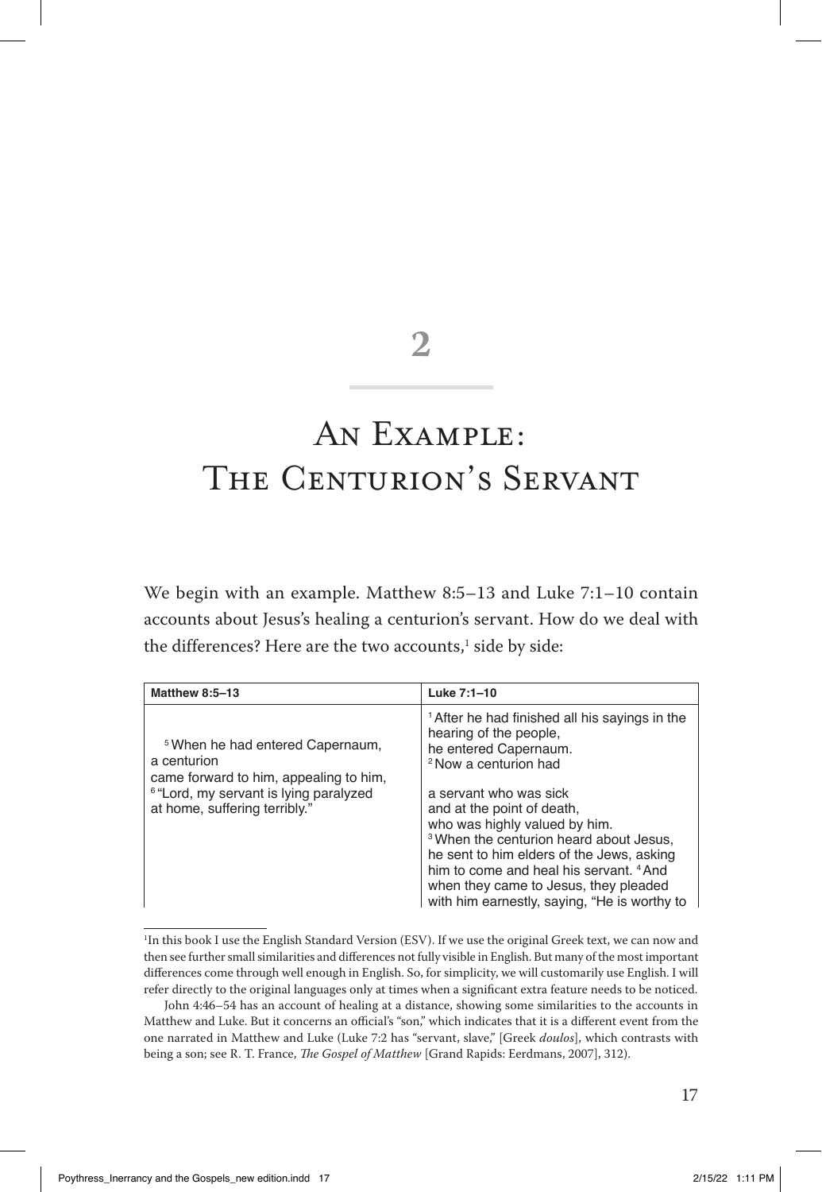# 2

# An Example: The Centurion's Servant

We begin with an example. Matthew 8:5–13 and Luke 7:1–10 contain accounts about Jesus's healing a centurion's servant. How do we deal with the differences? Here are the two accounts,[1] side by side:

| Matthew 8:5–13 | Luke 7:1–10 |
|---|---|
| | [1] After he had finished all his sayings in the hearing of the people, |
| [5] When he had entered Capernaum, | he entered Capernaum. |
| a centurion | [2] Now a centurion had |
| came forward to him, appealing to him, | |
| [6] "Lord, my servant is lying paralyzed at home, suffering terribly." | a servant who was sick and at the point of death, who was highly valued by him. [3] When the centurion heard about Jesus, he sent to him elders of the Jews, asking him to come and heal his servant. [4] And when they came to Jesus, they pleaded with him earnestly, saying, "He is worthy to |

[1] In this book I use the English Standard Version (ESV). If we use the original Greek text, we can now and then see further small similarities and differences not fully visible in English. But many of the most important differences come through well enough in English. So, for simplicity, we will customarily use English. I will refer directly to the original languages only at times when a significant extra feature needs to be noticed.

John 4:46–54 has an account of healing at a distance, showing some similarities to the accounts in Matthew and Luke. But it concerns an official's "son," which indicates that it is a different event from the one narrated in Matthew and Luke (Luke 7:2 has "servant, slave," [Greek *doulos*], which contrasts with being a son; see R. T. France, *The Gospel of Matthew* [Grand Rapids: Eerdmans, 2007], 312).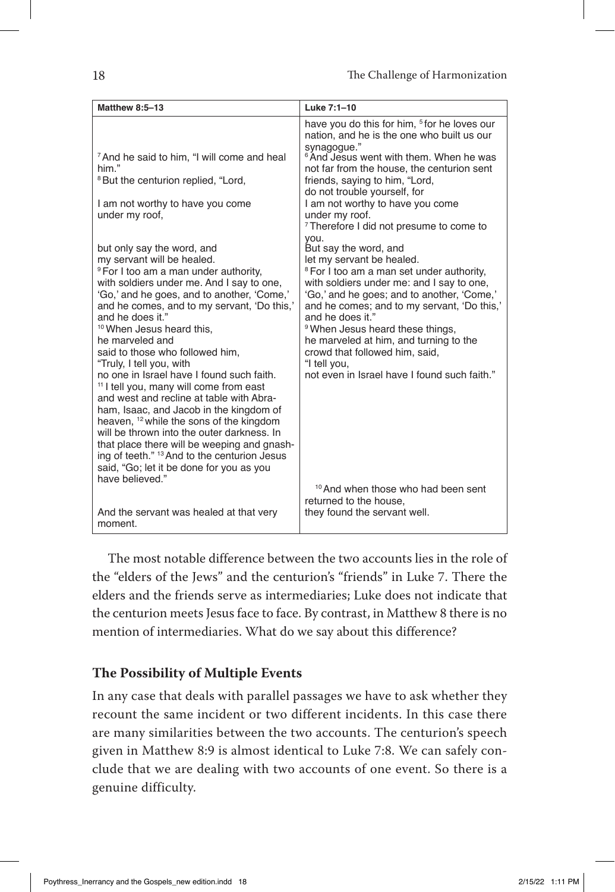| Matthew 8:5–13 | Luke 7:1–10 |
|---|---|
| | have you do this for him, [5] for he loves our nation, and he is the one who built us our synagogue." |
| [7] And he said to him, "I will come and heal him." | [6] And Jesus went with them. When he was not far from the house, the centurion sent |
| [8] But the centurion replied, "Lord, | friends, saying to him, "Lord, do not trouble yourself, for |
| I am not worthy to have you come under my roof, | I am not worthy to have you come under my roof. [7] Therefore I did not presume to come to you. |
| but only say the word, and my servant will be healed. [9] For I too am a man under authority, with soldiers under me. And I say to one, 'Go,' and he goes, and to another, 'Come,' and he comes, and to my servant, 'Do this,' and he does it." | But say the word, and let my servant be healed. [8] For I too am a man set under authority, with soldiers under me: and I say to one, 'Go,' and he goes; and to another, 'Come,' and he comes; and to my servant, 'Do this,' and he does it." |
| [10] When Jesus heard this, he marveled and said to those who followed him, "Truly, I tell you, with no one in Israel have I found such faith. [11] I tell you, many will come from east and west and recline at table with Abraham, Isaac, and Jacob in the kingdom of heaven, [12] while the sons of the kingdom will be thrown into the outer darkness. In that place there will be weeping and gnashing of teeth." [13] And to the centurion Jesus said, "Go; let it be done for you as you have believed." | [9] When Jesus heard these things, he marveled at him, and turning to the crowd that followed him, said, "I tell you, not even in Israel have I found such faith." |
| | [10] And when those who had been sent returned to the house, |
| And the servant was healed at that very moment. | they found the servant well. |

The most notable difference between the two accounts lies in the role of the "elders of the Jews" and the centurion's "friends" in Luke 7. There the elders and the friends serve as intermediaries; Luke does not indicate that the centurion meets Jesus face to face. By contrast, in Matthew 8 there is no mention of intermediaries. What do we say about this difference?

### The Possibility of Multiple Events

In any case that deals with parallel passages we have to ask whether they recount the same incident or two different incidents. In this case there are many similarities between the two accounts. The centurion's speech given in Matthew 8:9 is almost identical to Luke 7:8. We can safely conclude that we are dealing with two accounts of one event. So there is a genuine difficulty.